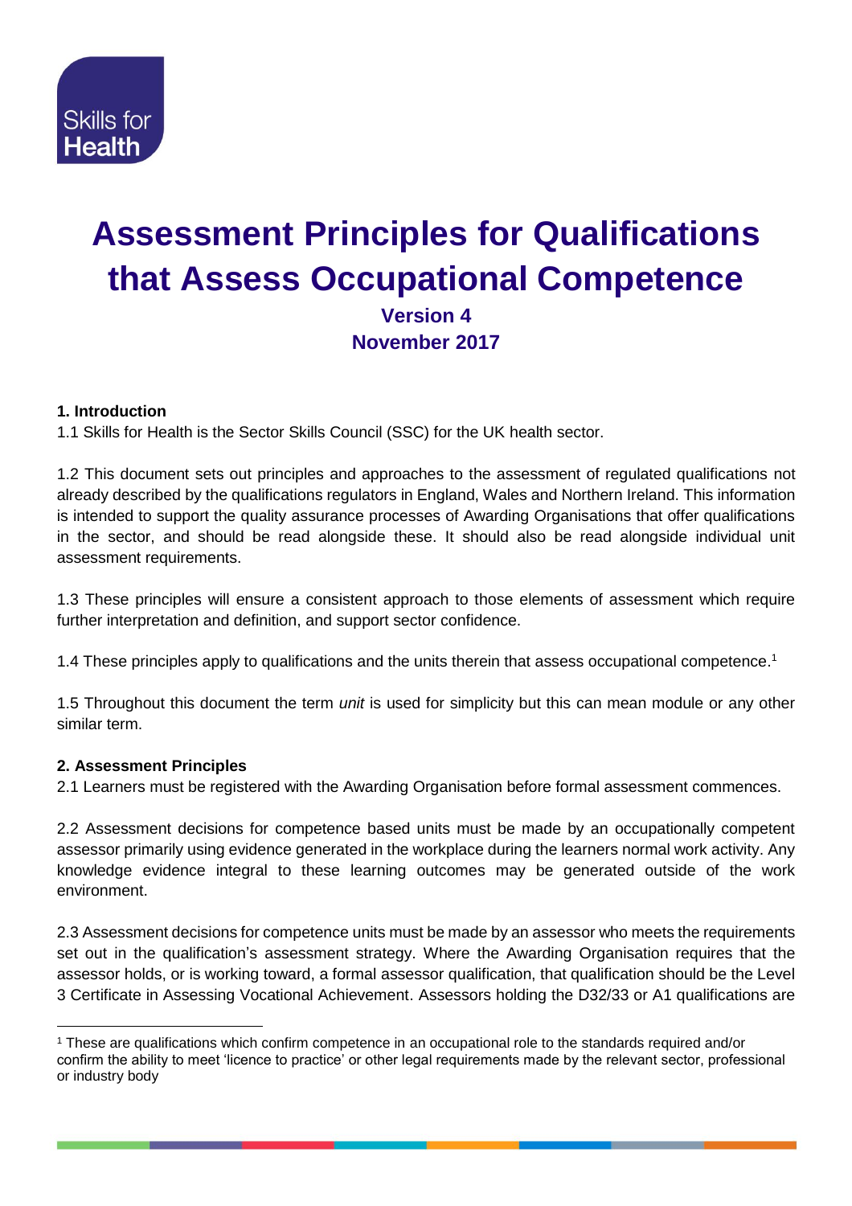Skills for Health

# Assessment Principles for Qualifications that Assess Occupational Competence

**Version 4**
**November 2017**

### 1. Introduction

1.1 Skills for Health is the Sector Skills Council (SSC) for the UK health sector.

1.2 This document sets out principles and approaches to the assessment of regulated qualifications not already described by the qualifications regulators in England, Wales and Northern Ireland. This information is intended to support the quality assurance processes of Awarding Organisations that offer qualifications in the sector, and should be read alongside these. It should also be read alongside individual unit assessment requirements.

1.3 These principles will ensure a consistent approach to those elements of assessment which require further interpretation and definition, and support sector confidence.

1.4 These principles apply to qualifications and the units therein that assess occupational competence.[1]

1.5 Throughout this document the term *unit* is used for simplicity but this can mean module or any other similar term.

### 2. Assessment Principles

2.1 Learners must be registered with the Awarding Organisation before formal assessment commences.

2.2 Assessment decisions for competence based units must be made by an occupationally competent assessor primarily using evidence generated in the workplace during the learners normal work activity. Any knowledge evidence integral to these learning outcomes may be generated outside of the work environment.

2.3 Assessment decisions for competence units must be made by an assessor who meets the requirements set out in the qualification's assessment strategy. Where the Awarding Organisation requires that the assessor holds, or is working toward, a formal assessor qualification, that qualification should be the Level 3 Certificate in Assessing Vocational Achievement. Assessors holding the D32/33 or A1 qualifications are

[1] These are qualifications which confirm competence in an occupational role to the standards required and/or confirm the ability to meet 'licence to practice' or other legal requirements made by the relevant sector, professional or industry body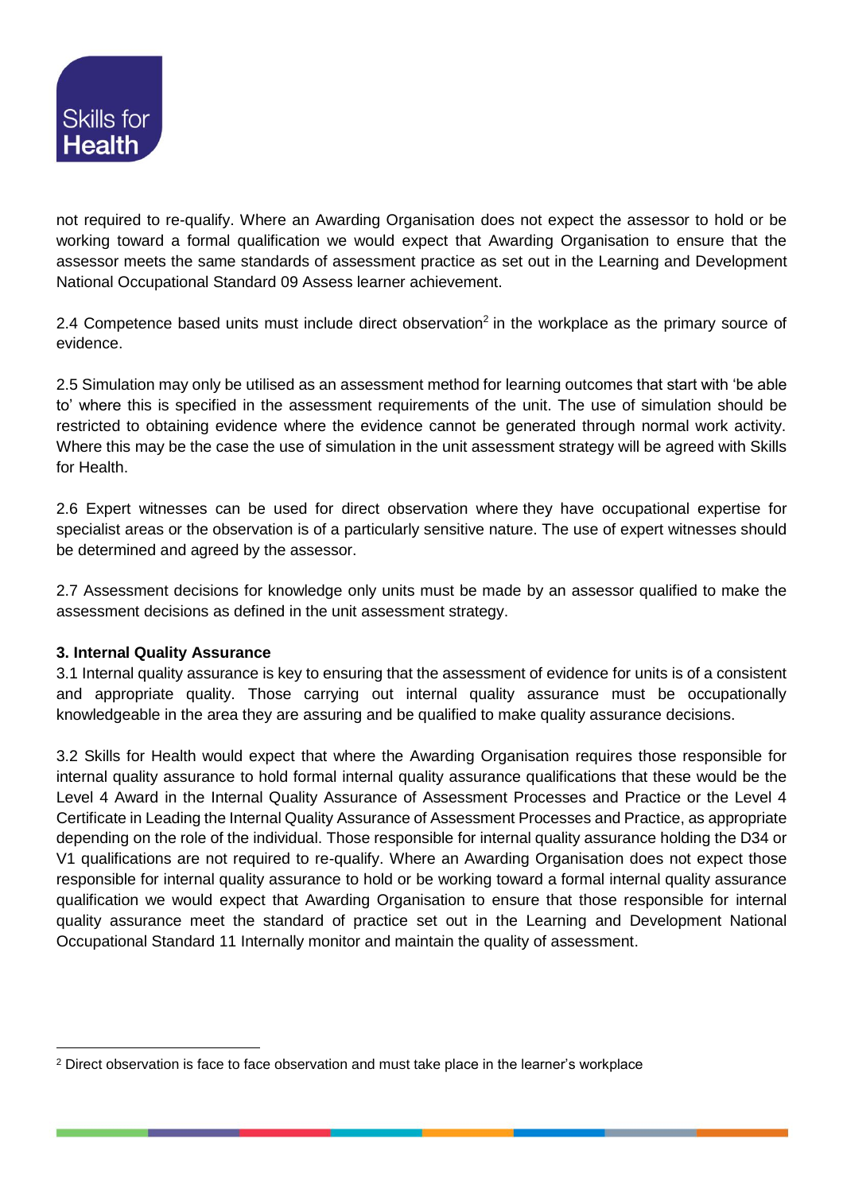not required to re-qualify. Where an Awarding Organisation does not expect the assessor to hold or be working toward a formal qualification we would expect that Awarding Organisation to ensure that the assessor meets the same standards of assessment practice as set out in the Learning and Development National Occupational Standard 09 Assess learner achievement.

2.4 Competence based units must include direct observation[2] in the workplace as the primary source of evidence.

2.5 Simulation may only be utilised as an assessment method for learning outcomes that start with 'be able to' where this is specified in the assessment requirements of the unit. The use of simulation should be restricted to obtaining evidence where the evidence cannot be generated through normal work activity. Where this may be the case the use of simulation in the unit assessment strategy will be agreed with Skills for Health.

2.6 Expert witnesses can be used for direct observation where they have occupational expertise for specialist areas or the observation is of a particularly sensitive nature. The use of expert witnesses should be determined and agreed by the assessor.

2.7 Assessment decisions for knowledge only units must be made by an assessor qualified to make the assessment decisions as defined in the unit assessment strategy.

**3. Internal Quality Assurance**

3.1 Internal quality assurance is key to ensuring that the assessment of evidence for units is of a consistent and appropriate quality. Those carrying out internal quality assurance must be occupationally knowledgeable in the area they are assuring and be qualified to make quality assurance decisions.

3.2 Skills for Health would expect that where the Awarding Organisation requires those responsible for internal quality assurance to hold formal internal quality assurance qualifications that these would be the Level 4 Award in the Internal Quality Assurance of Assessment Processes and Practice or the Level 4 Certificate in Leading the Internal Quality Assurance of Assessment Processes and Practice, as appropriate depending on the role of the individual. Those responsible for internal quality assurance holding the D34 or V1 qualifications are not required to re-qualify. Where an Awarding Organisation does not expect those responsible for internal quality assurance to hold or be working toward a formal internal quality assurance qualification we would expect that Awarding Organisation to ensure that those responsible for internal quality assurance meet the standard of practice set out in the Learning and Development National Occupational Standard 11 Internally monitor and maintain the quality of assessment.

---

[2] Direct observation is face to face observation and must take place in the learner's workplace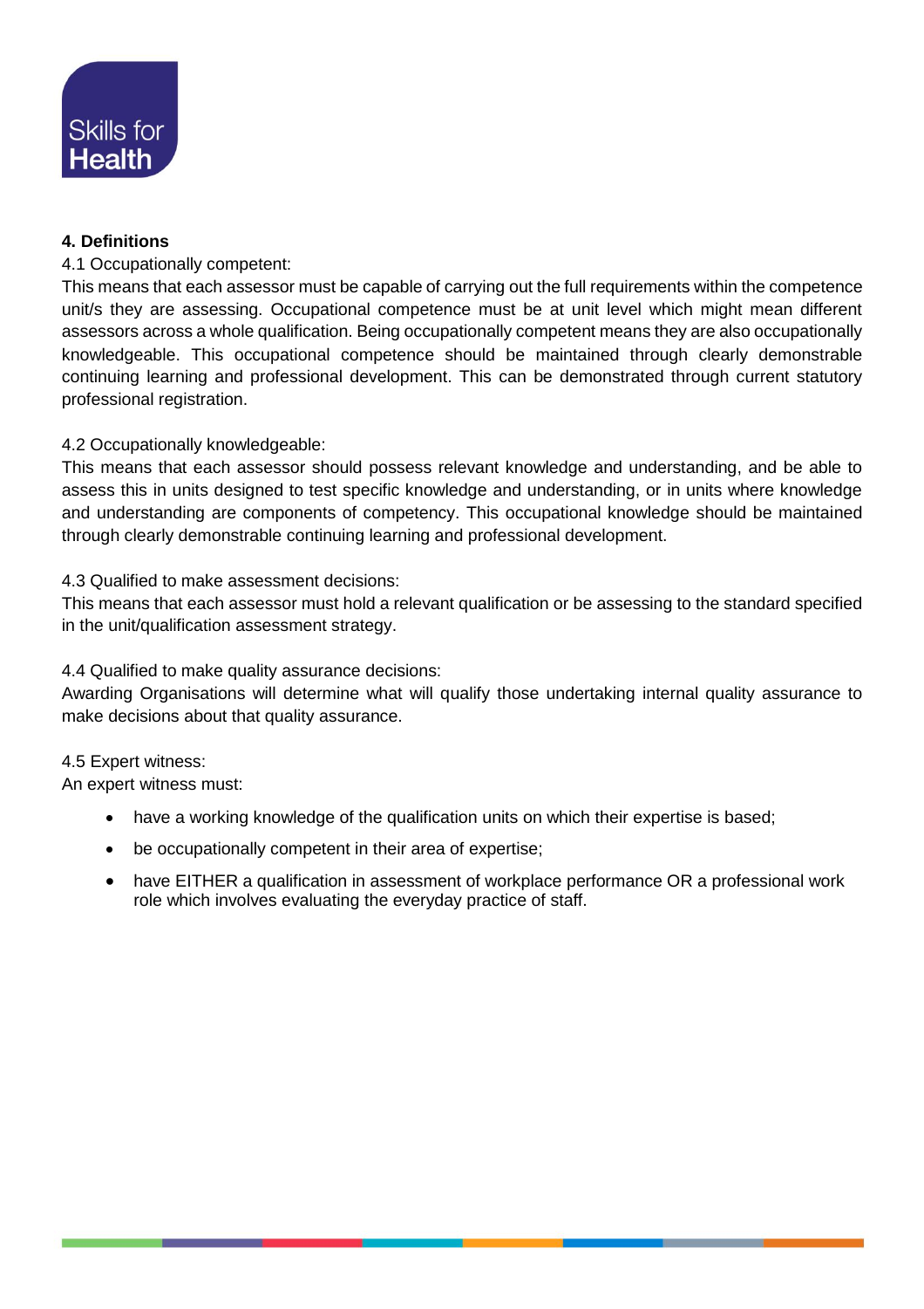## 4. Definitions

4.1 Occupationally competent:

This means that each assessor must be capable of carrying out the full requirements within the competence unit/s they are assessing. Occupational competence must be at unit level which might mean different assessors across a whole qualification. Being occupationally competent means they are also occupationally knowledgeable. This occupational competence should be maintained through clearly demonstrable continuing learning and professional development. This can be demonstrated through current statutory professional registration.

4.2 Occupationally knowledgeable:

This means that each assessor should possess relevant knowledge and understanding, and be able to assess this in units designed to test specific knowledge and understanding, or in units where knowledge and understanding are components of competency. This occupational knowledge should be maintained through clearly demonstrable continuing learning and professional development.

4.3 Qualified to make assessment decisions:

This means that each assessor must hold a relevant qualification or be assessing to the standard specified in the unit/qualification assessment strategy.

4.4 Qualified to make quality assurance decisions:

Awarding Organisations will determine what will qualify those undertaking internal quality assurance to make decisions about that quality assurance.

4.5 Expert witness:

An expert witness must:

- have a working knowledge of the qualification units on which their expertise is based;
- be occupationally competent in their area of expertise;
- have EITHER a qualification in assessment of workplace performance OR a professional work role which involves evaluating the everyday practice of staff.